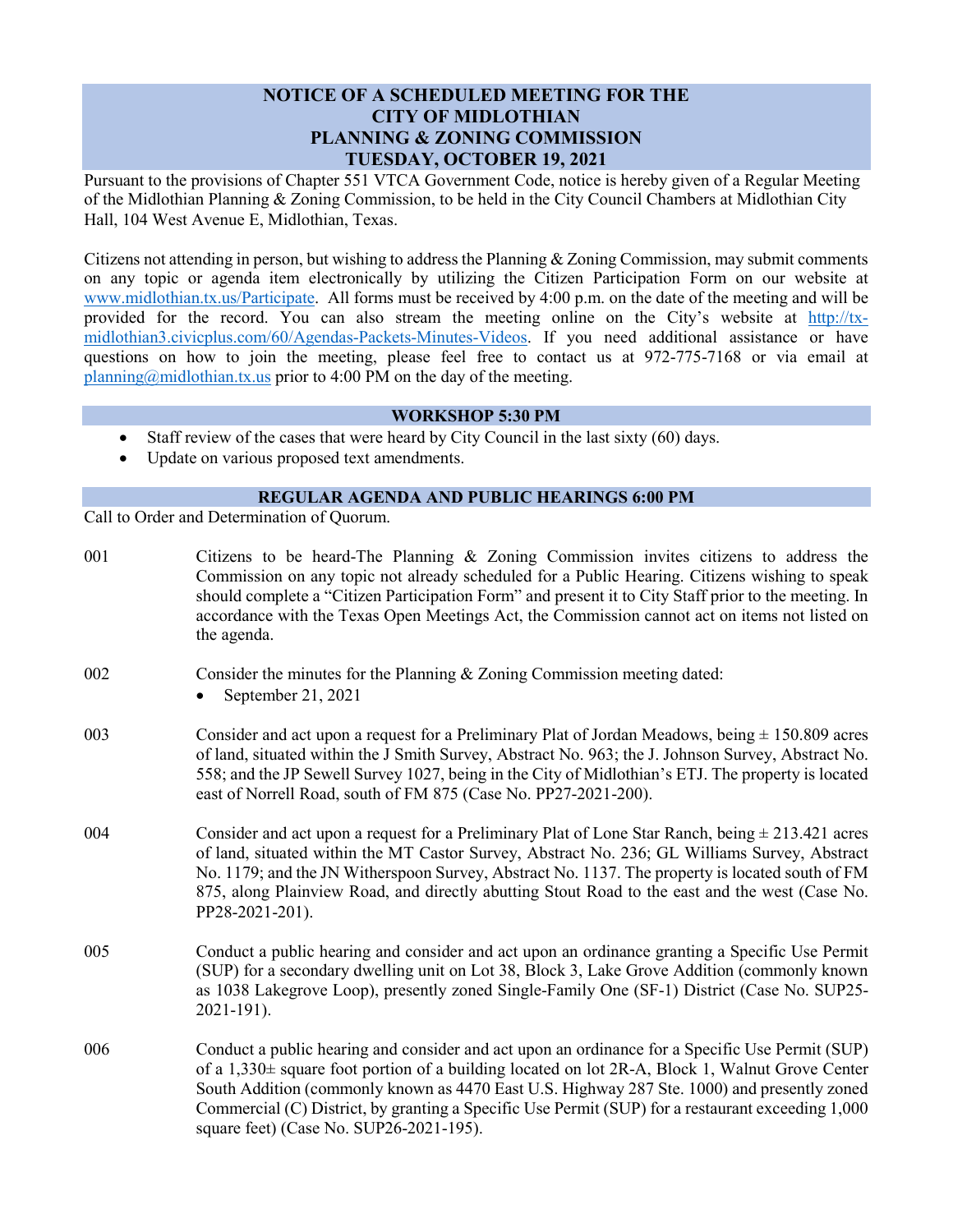# NOTICE OF A SCHEDULED MEETING FOR THE CITY OF MIDLOTHIAN PLANNING & ZONING COMMISSION TUESDAY, OCTOBER 19, 2021

Pursuant to the provisions of Chapter 551 VTCA Government Code, notice is hereby given of a Regular Meeting of the Midlothian Planning & Zoning Commission, to be held in the City Council Chambers at Midlothian City Hall, 104 West Avenue E, Midlothian, Texas.

Citizens not attending in person, but wishing to address the Planning & Zoning Commission, may submit comments on any topic or agenda item electronically by utilizing the Citizen Participation Form on our website at www.midlothian.tx.us/Participate. All forms must be received by 4:00 p.m. on the date of the meeting and will be provided for the record. You can also stream the meeting online on the City's website at http://tx-midlothian3.civicplus.com/60/Agendas-Packets-Minutes-Videos. If you need additional assistance or have questions on how to join the meeting, please feel free to contact us at 972-775-7168 or via email at planning@midlothian.tx.us prior to 4:00 PM on the day of the meeting.

## WORKSHOP 5:30 PM

- Staff review of the cases that were heard by City Council in the last sixty (60) days.
- Update on various proposed text amendments.

## REGULAR AGENDA AND PUBLIC HEARINGS 6:00 PM

Call to Order and Determination of Quorum.

001 Citizens to be heard-The Planning & Zoning Commission invites citizens to address the Commission on any topic not already scheduled for a Public Hearing. Citizens wishing to speak should complete a "Citizen Participation Form" and present it to City Staff prior to the meeting. In accordance with the Texas Open Meetings Act, the Commission cannot act on items not listed on the agenda.

002 Consider the minutes for the Planning & Zoning Commission meeting dated:
- September 21, 2021

003 Consider and act upon a request for a Preliminary Plat of Jordan Meadows, being ± 150.809 acres of land, situated within the J Smith Survey, Abstract No. 963; the J. Johnson Survey, Abstract No. 558; and the JP Sewell Survey 1027, being in the City of Midlothian's ETJ. The property is located east of Norrell Road, south of FM 875 (Case No. PP27-2021-200).

004 Consider and act upon a request for a Preliminary Plat of Lone Star Ranch, being ± 213.421 acres of land, situated within the MT Castor Survey, Abstract No. 236; GL Williams Survey, Abstract No. 1179; and the JN Witherspoon Survey, Abstract No. 1137. The property is located south of FM 875, along Plainview Road, and directly abutting Stout Road to the east and the west (Case No. PP28-2021-201).

005 Conduct a public hearing and consider and act upon an ordinance granting a Specific Use Permit (SUP) for a secondary dwelling unit on Lot 38, Block 3, Lake Grove Addition (commonly known as 1038 Lakegrove Loop), presently zoned Single-Family One (SF-1) District (Case No. SUP25-2021-191).

006 Conduct a public hearing and consider and act upon an ordinance for a Specific Use Permit (SUP) of a 1,330± square foot portion of a building located on lot 2R-A, Block 1, Walnut Grove Center South Addition (commonly known as 4470 East U.S. Highway 287 Ste. 1000) and presently zoned Commercial (C) District, by granting a Specific Use Permit (SUP) for a restaurant exceeding 1,000 square feet) (Case No. SUP26-2021-195).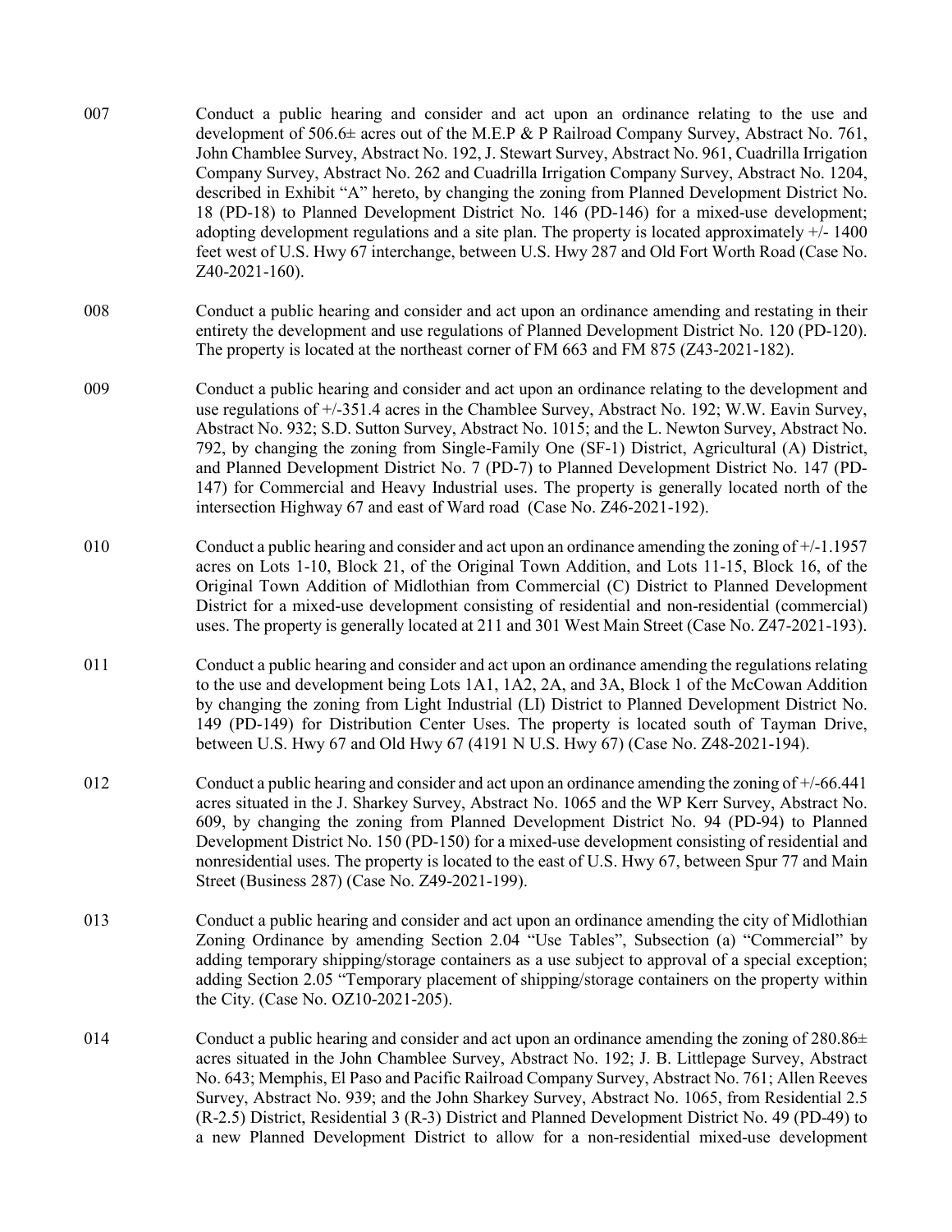007 Conduct a public hearing and consider and act upon an ordinance relating to the use and development of 506.6± acres out of the M.E.P & P Railroad Company Survey, Abstract No. 761, John Chamblee Survey, Abstract No. 192, J. Stewart Survey, Abstract No. 961, Cuadrilla Irrigation Company Survey, Abstract No. 262 and Cuadrilla Irrigation Company Survey, Abstract No. 1204, described in Exhibit "A" hereto, by changing the zoning from Planned Development District No. 18 (PD-18) to Planned Development District No. 146 (PD-146) for a mixed-use development; adopting development regulations and a site plan. The property is located approximately +/- 1400 feet west of U.S. Hwy 67 interchange, between U.S. Hwy 287 and Old Fort Worth Road (Case No. Z40-2021-160).

008 Conduct a public hearing and consider and act upon an ordinance amending and restating in their entirety the development and use regulations of Planned Development District No. 120 (PD-120). The property is located at the northeast corner of FM 663 and FM 875 (Z43-2021-182).

009 Conduct a public hearing and consider and act upon an ordinance relating to the development and use regulations of +/-351.4 acres in the Chamblee Survey, Abstract No. 192; W.W. Eavin Survey, Abstract No. 932; S.D. Sutton Survey, Abstract No. 1015; and the L. Newton Survey, Abstract No. 792, by changing the zoning from Single-Family One (SF-1) District, Agricultural (A) District, and Planned Development District No. 7 (PD-7) to Planned Development District No. 147 (PD-147) for Commercial and Heavy Industrial uses. The property is generally located north of the intersection Highway 67 and east of Ward road (Case No. Z46-2021-192).

010 Conduct a public hearing and consider and act upon an ordinance amending the zoning of +/-1.1957 acres on Lots 1-10, Block 21, of the Original Town Addition, and Lots 11-15, Block 16, of the Original Town Addition of Midlothian from Commercial (C) District to Planned Development District for a mixed-use development consisting of residential and non-residential (commercial) uses. The property is generally located at 211 and 301 West Main Street (Case No. Z47-2021-193).

011 Conduct a public hearing and consider and act upon an ordinance amending the regulations relating to the use and development being Lots 1A1, 1A2, 2A, and 3A, Block 1 of the McCowan Addition by changing the zoning from Light Industrial (LI) District to Planned Development District No. 149 (PD-149) for Distribution Center Uses. The property is located south of Tayman Drive, between U.S. Hwy 67 and Old Hwy 67 (4191 N U.S. Hwy 67) (Case No. Z48-2021-194).

012 Conduct a public hearing and consider and act upon an ordinance amending the zoning of +/-66.441 acres situated in the J. Sharkey Survey, Abstract No. 1065 and the WP Kerr Survey, Abstract No. 609, by changing the zoning from Planned Development District No. 94 (PD-94) to Planned Development District No. 150 (PD-150) for a mixed-use development consisting of residential and nonresidential uses. The property is located to the east of U.S. Hwy 67, between Spur 77 and Main Street (Business 287) (Case No. Z49-2021-199).

013 Conduct a public hearing and consider and act upon an ordinance amending the city of Midlothian Zoning Ordinance by amending Section 2.04 "Use Tables", Subsection (a) "Commercial" by adding temporary shipping/storage containers as a use subject to approval of a special exception; adding Section 2.05 "Temporary placement of shipping/storage containers on the property within the City. (Case No. OZ10-2021-205).

014 Conduct a public hearing and consider and act upon an ordinance amending the zoning of 280.86± acres situated in the John Chamblee Survey, Abstract No. 192; J. B. Littlepage Survey, Abstract No. 643; Memphis, El Paso and Pacific Railroad Company Survey, Abstract No. 761; Allen Reeves Survey, Abstract No. 939; and the John Sharkey Survey, Abstract No. 1065, from Residential 2.5 (R-2.5) District, Residential 3 (R-3) District and Planned Development District No. 49 (PD-49) to a new Planned Development District to allow for a non-residential mixed-use development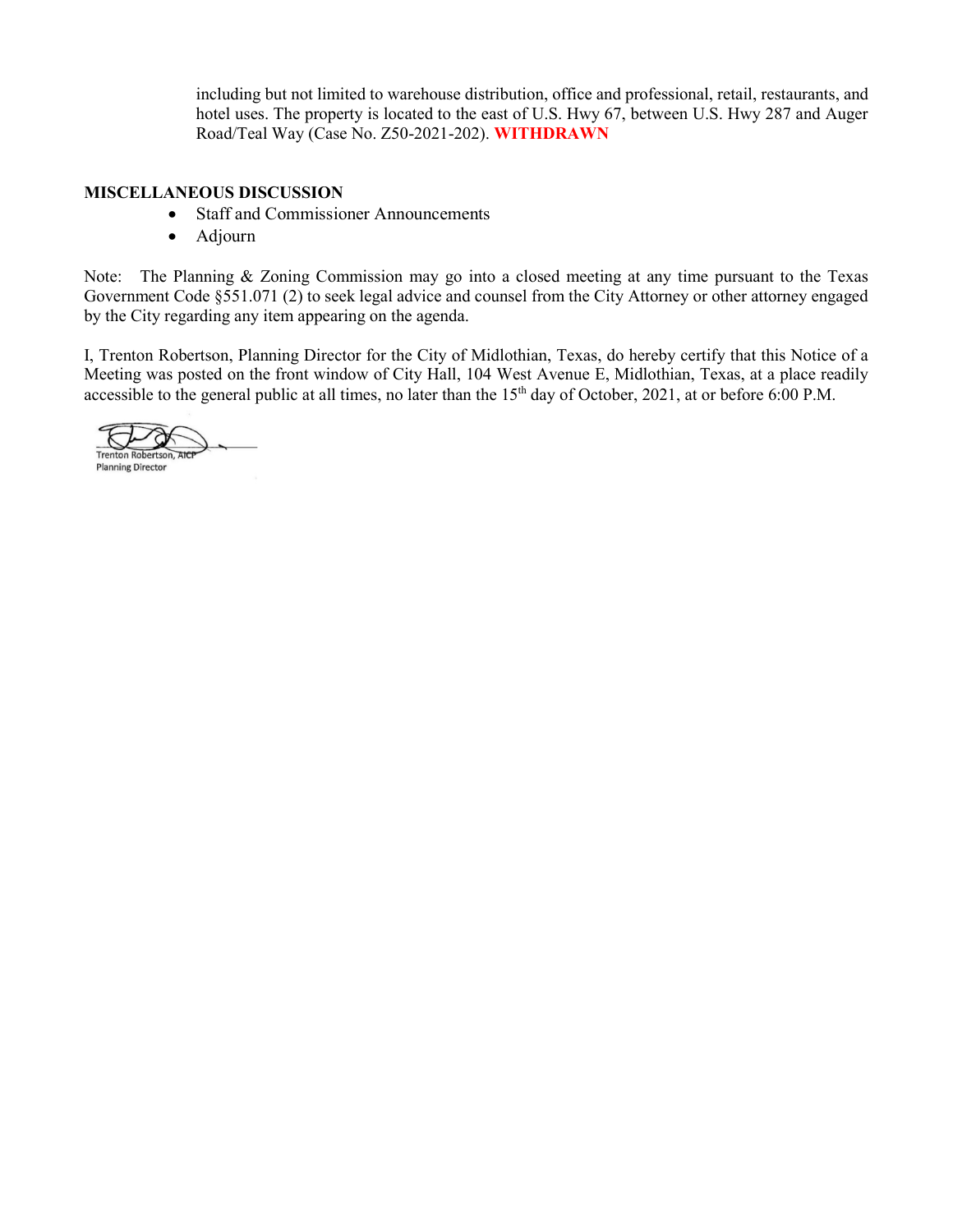including but not limited to warehouse distribution, office and professional, retail, restaurants, and hotel uses. The property is located to the east of U.S. Hwy 67, between U.S. Hwy 287 and Auger Road/Teal Way (Case No. Z50-2021-202). **WITHDRAWN**

**MISCELLANEOUS DISCUSSION**

- Staff and Commissioner Announcements
- Adjourn

Note: The Planning & Zoning Commission may go into a closed meeting at any time pursuant to the Texas Government Code §551.071 (2) to seek legal advice and counsel from the City Attorney or other attorney engaged by the City regarding any item appearing on the agenda.

I, Trenton Robertson, Planning Director for the City of Midlothian, Texas, do hereby certify that this Notice of a Meeting was posted on the front window of City Hall, 104 West Avenue E, Midlothian, Texas, at a place readily accessible to the general public at all times, no later than the 15th day of October, 2021, at or before 6:00 P.M.

Trenton Robertson, AICP
Planning Director